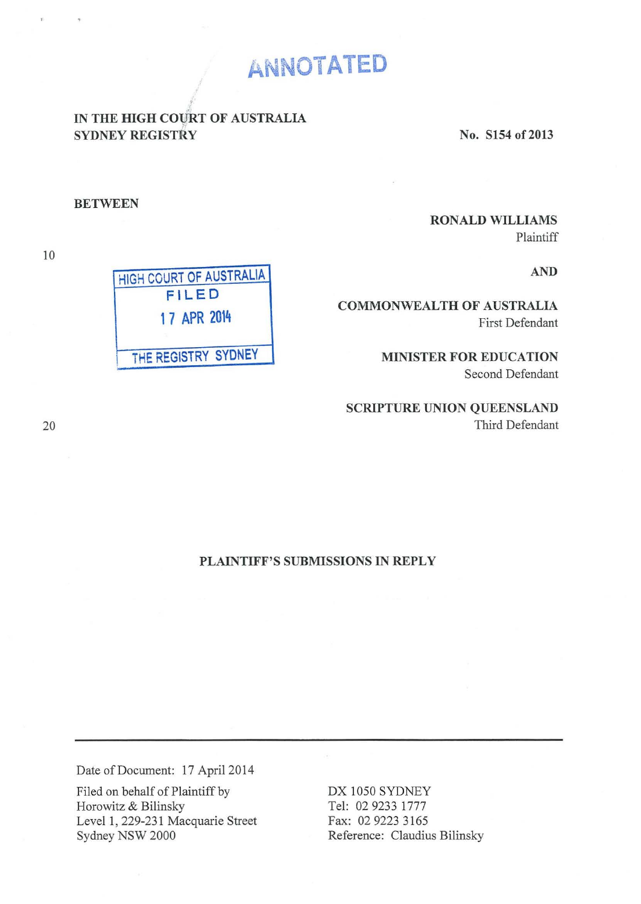ANNOTATED

IN THE HIGH COURT OF AUSTRALIA
SYDNEY REGISTRY

No. S154 of 2013

BETWEEN

RONALD WILLIAMS
Plaintiff

AND

HIGH COURT OF AUSTRALIA
FILED
17 APR 2014
THE REGISTRY SYDNEY

COMMONWEALTH OF AUSTRALIA
First Defendant

MINISTER FOR EDUCATION
Second Defendant

SCRIPTURE UNION QUEENSLAND
Third Defendant

## PLAINTIFF'S SUBMISSIONS IN REPLY

---

Date of Document: 17 April 2014

Filed on behalf of Plaintiff by
Horowitz & Bilinsky
Level 1, 229-231 Macquarie Street
Sydney NSW 2000

DX 1050 SYDNEY
Tel: 02 9233 1777
Fax: 02 9223 3165
Reference: Claudius Bilinsky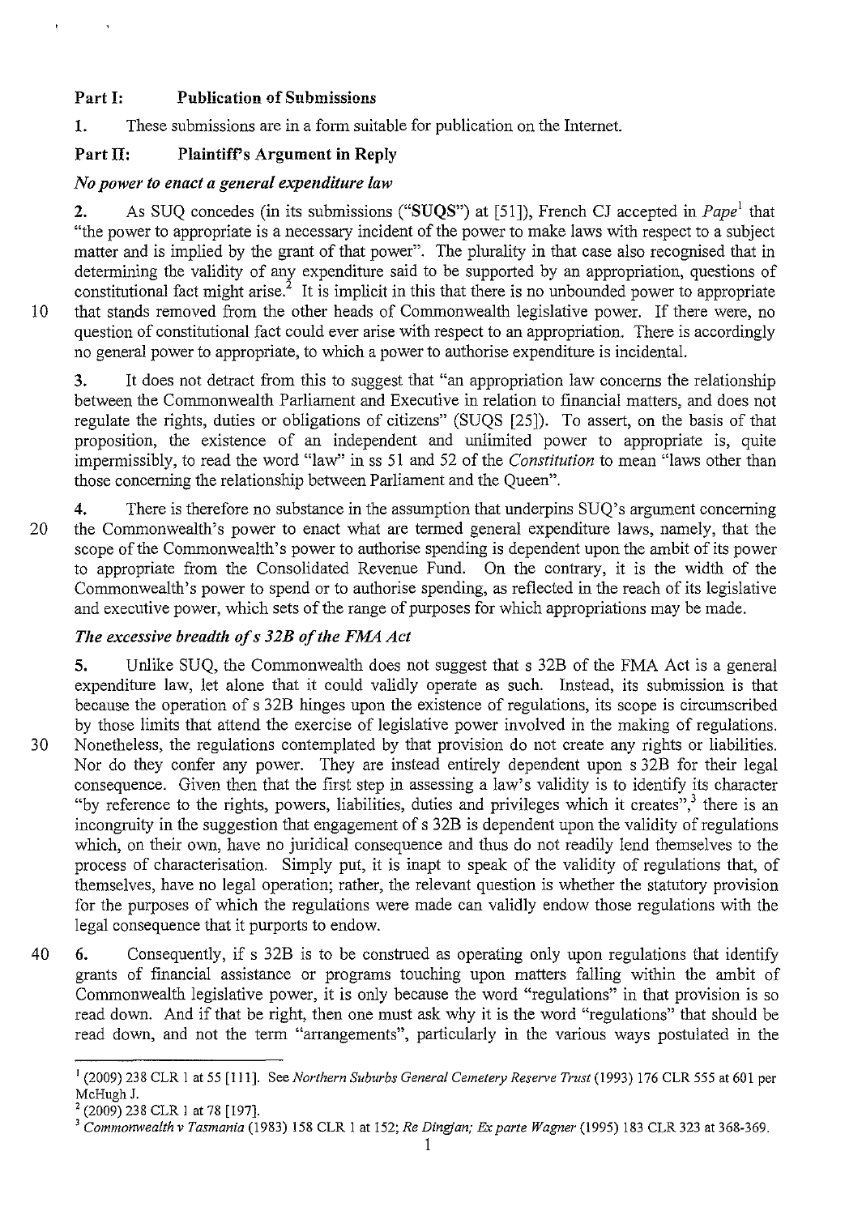## Part I: Publication of Submissions

1. These submissions are in a form suitable for publication on the Internet.

## Part II: Plaintiff's Argument in Reply

### *No power to enact a general expenditure law*

2. As SUQ concedes (in its submissions ("**SUQS**") at [51]), French CJ accepted in *Pape*[1] that "the power to appropriate is a necessary incident of the power to make laws with respect to a subject matter and is implied by the grant of that power". The plurality in that case also recognised that in determining the validity of any expenditure said to be supported by an appropriation, questions of constitutional fact might arise.[2] It is implicit in this that there is no unbounded power to appropriate that stands removed from the other heads of Commonwealth legislative power. If there were, no question of constitutional fact could ever arise with respect to an appropriation. There is accordingly no general power to appropriate, to which a power to authorise expenditure is incidental.

3. It does not detract from this to suggest that "an appropriation law concerns the relationship between the Commonwealth Parliament and Executive in relation to financial matters, and does not regulate the rights, duties or obligations of citizens" (SUQS [25]). To assert, on the basis of that proposition, the existence of an independent and unlimited power to appropriate is, quite impermissibly, to read the word "law" in ss 51 and 52 of the *Constitution* to mean "laws other than those concerning the relationship between Parliament and the Queen".

4. There is therefore no substance in the assumption that underpins SUQ's argument concerning the Commonwealth's power to enact what are termed general expenditure laws, namely, that the scope of the Commonwealth's power to authorise spending is dependent upon the ambit of its power to appropriate from the Consolidated Revenue Fund. On the contrary, it is the width of the Commonwealth's power to spend or to authorise spending, as reflected in the reach of its legislative and executive power, which sets of the range of purposes for which appropriations may be made.

### *The excessive breadth of s 32B of the FMA Act*

5. Unlike SUQ, the Commonwealth does not suggest that s 32B of the FMA Act is a general expenditure law, let alone that it could validly operate as such. Instead, its submission is that because the operation of s 32B hinges upon the existence of regulations, its scope is circumscribed by those limits that attend the exercise of legislative power involved in the making of regulations. Nonetheless, the regulations contemplated by that provision do not create any rights or liabilities. Nor do they confer any power. They are instead entirely dependent upon s 32B for their legal consequence. Given then that the first step in assessing a law's validity is to identify its character "by reference to the rights, powers, liabilities, duties and privileges which it creates",[3] there is an incongruity in the suggestion that engagement of s 32B is dependent upon the validity of regulations which, on their own, have no juridical consequence and thus do not readily lend themselves to the process of characterisation. Simply put, it is inapt to speak of the validity of regulations that, of themselves, have no legal operation; rather, the relevant question is whether the statutory provision for the purposes of which the regulations were made can validly endow those regulations with the legal consequence that it purports to endow.

6. Consequently, if s 32B is to be construed as operating only upon regulations that identify grants of financial assistance or programs touching upon matters falling within the ambit of Commonwealth legislative power, it is only because the word "regulations" in that provision is so read down. And if that be right, then one must ask why it is the word "regulations" that should be read down, and not the term "arrangements", particularly in the various ways postulated in the

---

[1] (2009) 238 CLR 1 at 55 [111]. See *Northern Suburbs General Cemetery Reserve Trust* (1993) 176 CLR 555 at 601 per McHugh J.

[2] (2009) 238 CLR 1 at 78 [197].

[3] *Commonwealth v Tasmania* (1983) 158 CLR 1 at 152; *Re Dingjan; Ex parte Wagner* (1995) 183 CLR 323 at 368-369.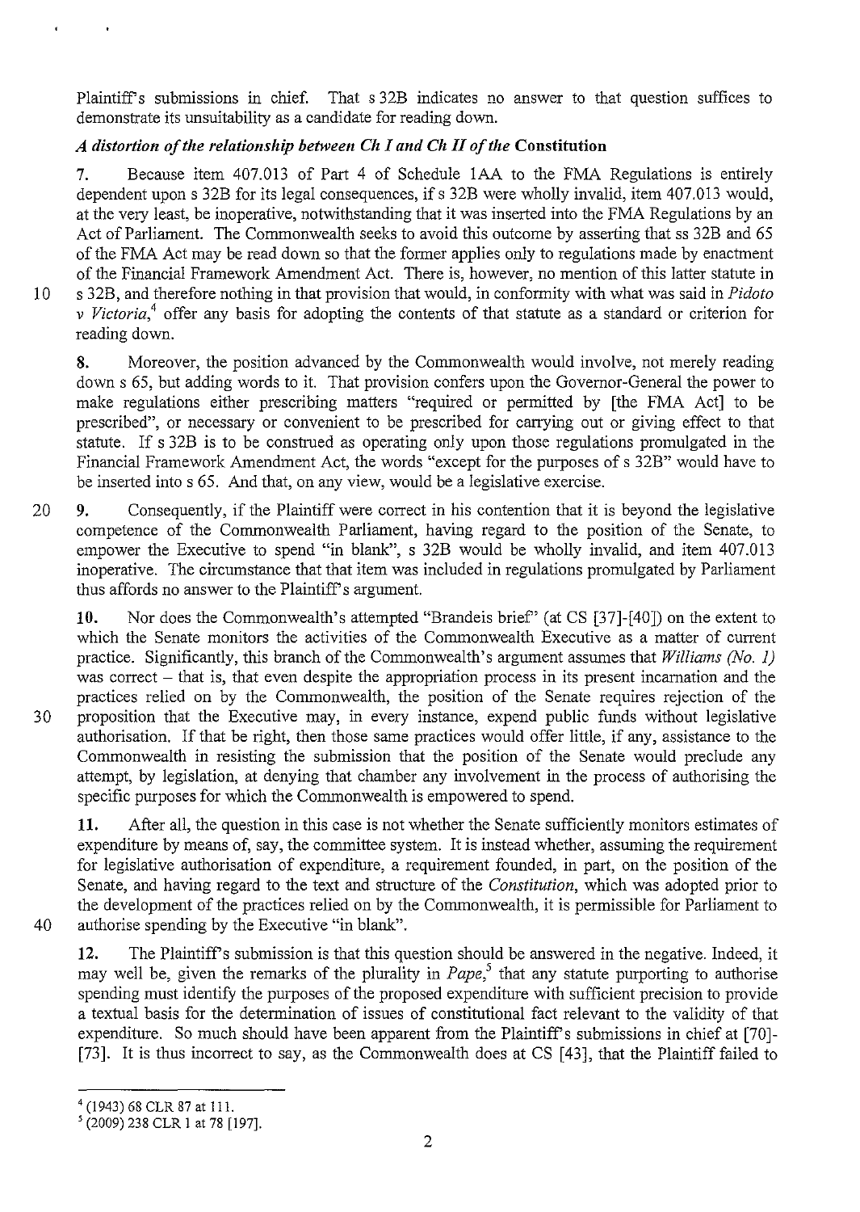Plaintiff's submissions in chief. That s 32B indicates no answer to that question suffices to demonstrate its unsuitability as a candidate for reading down.

### *A distortion of the relationship between Ch I and Ch II of the* Constitution

**7.** Because item 407.013 of Part 4 of Schedule 1AA to the FMA Regulations is entirely dependent upon s 32B for its legal consequences, if s 32B were wholly invalid, item 407.013 would, at the very least, be inoperative, notwithstanding that it was inserted into the FMA Regulations by an Act of Parliament. The Commonwealth seeks to avoid this outcome by asserting that ss 32B and 65 of the FMA Act may be read down so that the former applies only to regulations made by enactment of the Financial Framework Amendment Act. There is, however, no mention of this latter statute in s 32B, and therefore nothing in that provision that would, in conformity with what was said in *Pidoto v Victoria*,[4] offer any basis for adopting the contents of that statute as a standard or criterion for reading down.

**8.** Moreover, the position advanced by the Commonwealth would involve, not merely reading down s 65, but adding words to it. That provision confers upon the Governor-General the power to make regulations either prescribing matters "required or permitted by [the FMA Act] to be prescribed", or necessary or convenient to be prescribed for carrying out or giving effect to that statute. If s 32B is to be construed as operating only upon those regulations promulgated in the Financial Framework Amendment Act, the words "except for the purposes of s 32B" would have to be inserted into s 65. And that, on any view, would be a legislative exercise.

**9.** Consequently, if the Plaintiff were correct in his contention that it is beyond the legislative competence of the Commonwealth Parliament, having regard to the position of the Senate, to empower the Executive to spend "in blank", s 32B would be wholly invalid, and item 407.013 inoperative. The circumstance that that item was included in regulations promulgated by Parliament thus affords no answer to the Plaintiff's argument.

**10.** Nor does the Commonwealth's attempted "Brandeis brief" (at CS [37]-[40]) on the extent to which the Senate monitors the activities of the Commonwealth Executive as a matter of current practice. Significantly, this branch of the Commonwealth's argument assumes that *Williams (No. 1)* was correct – that is, that even despite the appropriation process in its present incarnation and the practices relied on by the Commonwealth, the position of the Senate requires rejection of the proposition that the Executive may, in every instance, expend public funds without legislative authorisation. If that be right, then those same practices would offer little, if any, assistance to the Commonwealth in resisting the submission that the position of the Senate would preclude any attempt, by legislation, at denying that chamber any involvement in the process of authorising the specific purposes for which the Commonwealth is empowered to spend.

**11.** After all, the question in this case is not whether the Senate sufficiently monitors estimates of expenditure by means of, say, the committee system. It is instead whether, assuming the requirement for legislative authorisation of expenditure, a requirement founded, in part, on the position of the Senate, and having regard to the text and structure of the *Constitution*, which was adopted prior to the development of the practices relied on by the Commonwealth, it is permissible for Parliament to authorise spending by the Executive "in blank".

**12.** The Plaintiff's submission is that this question should be answered in the negative. Indeed, it may well be, given the remarks of the plurality in *Pape*,[5] that any statute purporting to authorise spending must identify the purposes of the proposed expenditure with sufficient precision to provide a textual basis for the determination of issues of constitutional fact relevant to the validity of that expenditure. So much should have been apparent from the Plaintiff's submissions in chief at [70]-[73]. It is thus incorrect to say, as the Commonwealth does at CS [43], that the Plaintiff failed to

[4] (1943) 68 CLR 87 at 111.

[5] (2009) 238 CLR 1 at 78 [197].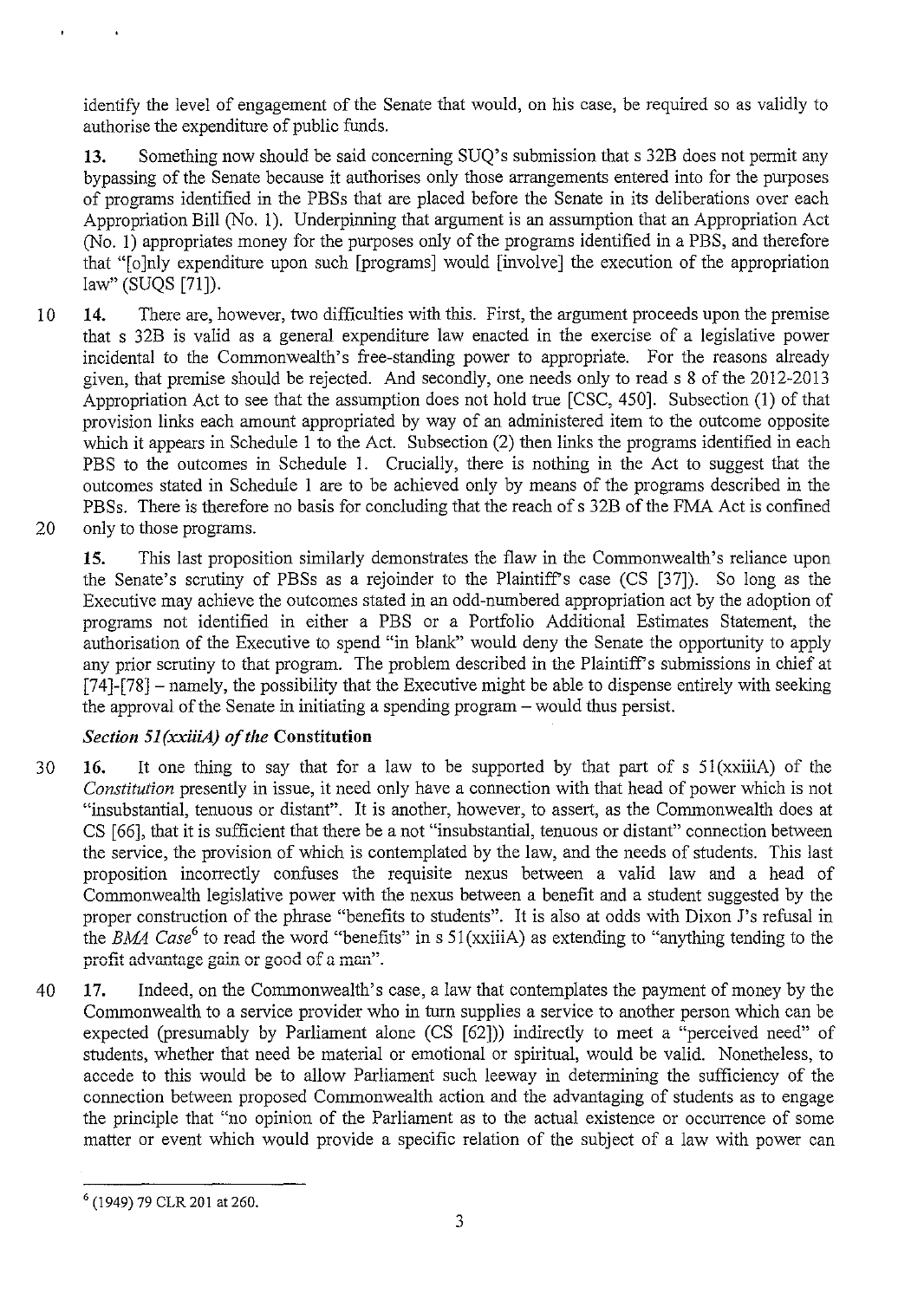identify the level of engagement of the Senate that would, on his case, be required so as validly to authorise the expenditure of public funds.

**13.** Something now should be said concerning SUQ's submission that s 32B does not permit any bypassing of the Senate because it authorises only those arrangements entered into for the purposes of programs identified in the PBSs that are placed before the Senate in its deliberations over each Appropriation Bill (No. 1). Underpinning that argument is an assumption that an Appropriation Act (No. 1) appropriates money for the purposes only of the programs identified in a PBS, and therefore that "[o]nly expenditure upon such [programs] would [involve] the execution of the appropriation law" (SUQS [71]).

**14.** There are, however, two difficulties with this. First, the argument proceeds upon the premise that s 32B is valid as a general expenditure law enacted in the exercise of a legislative power incidental to the Commonwealth's free-standing power to appropriate. For the reasons already given, that premise should be rejected. And secondly, one needs only to read s 8 of the 2012-2013 Appropriation Act to see that the assumption does not hold true [CSC, 450]. Subsection (1) of that provision links each amount appropriated by way of an administered item to the outcome opposite which it appears in Schedule 1 to the Act. Subsection (2) then links the programs identified in each PBS to the outcomes in Schedule 1. Crucially, there is nothing in the Act to suggest that the outcomes stated in Schedule 1 are to be achieved only by means of the programs described in the PBSs. There is therefore no basis for concluding that the reach of s 32B of the FMA Act is confined only to those programs.

**15.** This last proposition similarly demonstrates the flaw in the Commonwealth's reliance upon the Senate's scrutiny of PBSs as a rejoinder to the Plaintiff's case (CS [37]). So long as the Executive may achieve the outcomes stated in an odd-numbered appropriation act by the adoption of programs not identified in either a PBS or a Portfolio Additional Estimates Statement, the authorisation of the Executive to spend "in blank" would deny the Senate the opportunity to apply any prior scrutiny to that program. The problem described in the Plaintiff's submissions in chief at [74]-[78] – namely, the possibility that the Executive might be able to dispense entirely with seeking the approval of the Senate in initiating a spending program – would thus persist.

### *Section 51(xxiiiA) of the* Constitution

**16.** It one thing to say that for a law to be supported by that part of s 51(xxiiiA) of the *Constitution* presently in issue, it need only have a connection with that head of power which is not "insubstantial, tenuous or distant". It is another, however, to assert, as the Commonwealth does at CS [66], that it is sufficient that there be a not "insubstantial, tenuous or distant" connection between the service, the provision of which is contemplated by the law, and the needs of students. This last proposition incorrectly confuses the requisite nexus between a valid law and a head of Commonwealth legislative power with the nexus between a benefit and a student suggested by the proper construction of the phrase "benefits to students". It is also at odds with Dixon J's refusal in the *BMA Case*[6] to read the word "benefits" in s 51(xxiiiA) as extending to "anything tending to the profit advantage gain or good of a man".

**17.** Indeed, on the Commonwealth's case, a law that contemplates the payment of money by the Commonwealth to a service provider who in turn supplies a service to another person which can be expected (presumably by Parliament alone (CS [62])) indirectly to meet a "perceived need" of students, whether that need be material or emotional or spiritual, would be valid. Nonetheless, to accede to this would be to allow Parliament such leeway in determining the sufficiency of the connection between proposed Commonwealth action and the advantaging of students as to engage the principle that "no opinion of the Parliament as to the actual existence or occurrence of some matter or event which would provide a specific relation of the subject of a law with power can

[6] (1949) 79 CLR 201 at 260.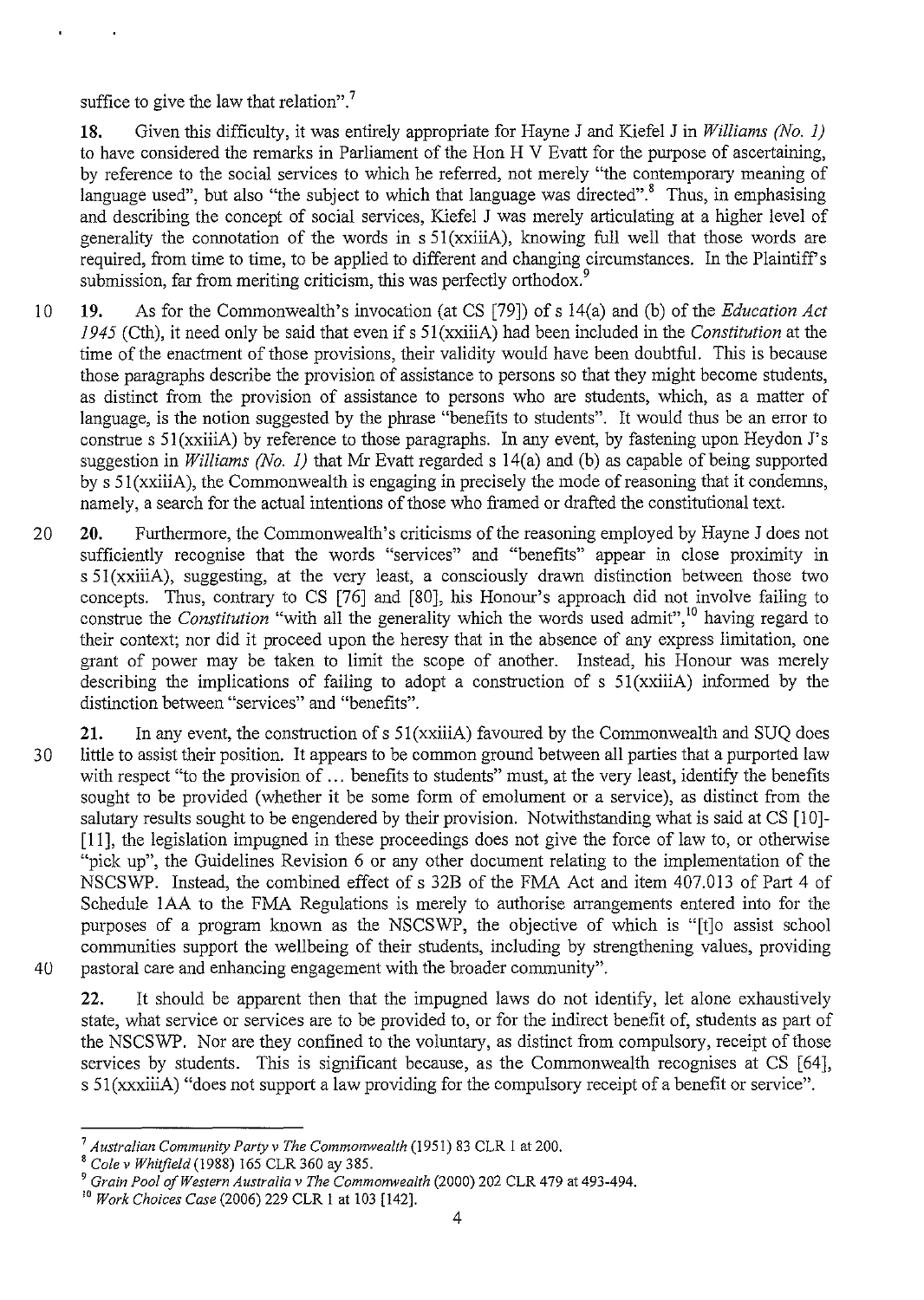suffice to give the law that relation".[7]

**18.** Given this difficulty, it was entirely appropriate for Hayne J and Kiefel J in *Williams (No. 1)* to have considered the remarks in Parliament of the Hon H V Evatt for the purpose of ascertaining, by reference to the social services to which he referred, not merely "the contemporary meaning of language used", but also "the subject to which that language was directed".[8] Thus, in emphasising and describing the concept of social services, Kiefel J was merely articulating at a higher level of generality the connotation of the words in s 51(xxiiiA), knowing full well that those words are required, from time to time, to be applied to different and changing circumstances. In the Plaintiff's submission, far from meriting criticism, this was perfectly orthodox.[9]

**19.** As for the Commonwealth's invocation (at CS [79]) of s 14(a) and (b) of the *Education Act 1945* (Cth), it need only be said that even if s 51(xxiiiA) had been included in the *Constitution* at the time of the enactment of those provisions, their validity would have been doubtful. This is because those paragraphs describe the provision of assistance to persons so that they might become students, as distinct from the provision of assistance to persons who are students, which, as a matter of language, is the notion suggested by the phrase "benefits to students". It would thus be an error to construe s 51(xxiiiA) by reference to those paragraphs. In any event, by fastening upon Heydon J's suggestion in *Williams (No. 1)* that Mr Evatt regarded s 14(a) and (b) as capable of being supported by s 51(xxiiiA), the Commonwealth is engaging in precisely the mode of reasoning that it condemns, namely, a search for the actual intentions of those who framed or drafted the constitutional text.

**20.** Furthermore, the Commonwealth's criticisms of the reasoning employed by Hayne J does not sufficiently recognise that the words "services" and "benefits" appear in close proximity in s 51(xxiiiA), suggesting, at the very least, a consciously drawn distinction between those two concepts. Thus, contrary to CS [76] and [80], his Honour's approach did not involve failing to construe the *Constitution* "with all the generality which the words used admit",[10] having regard to their context; nor did it proceed upon the heresy that in the absence of any express limitation, one grant of power may be taken to limit the scope of another. Instead, his Honour was merely describing the implications of failing to adopt a construction of s 51(xxiiiA) informed by the distinction between "services" and "benefits".

**21.** In any event, the construction of s 51(xxiiiA) favoured by the Commonwealth and SUQ does little to assist their position. It appears to be common ground between all parties that a purported law with respect "to the provision of ... benefits to students" must, at the very least, identify the benefits sought to be provided (whether it be some form of emolument or a service), as distinct from the salutary results sought to be engendered by their provision. Notwithstanding what is said at CS [10]-[11], the legislation impugned in these proceedings does not give the force of law to, or otherwise "pick up", the Guidelines Revision 6 or any other document relating to the implementation of the NSCSWP. Instead, the combined effect of s 32B of the FMA Act and item 407.013 of Part 4 of Schedule 1AA to the FMA Regulations is merely to authorise arrangements entered into for the purposes of a program known as the NSCSWP, the objective of which is "[t]o assist school communities support the wellbeing of their students, including by strengthening values, providing pastoral care and enhancing engagement with the broader community".

**22.** It should be apparent then that the impugned laws do not identify, let alone exhaustively state, what service or services are to be provided to, or for the indirect benefit of, students as part of the NSCSWP. Nor are they confined to the voluntary, as distinct from compulsory, receipt of those services by students. This is significant because, as the Commonwealth recognises at CS [64], s 51(xxxiiiA) "does not support a law providing for the compulsory receipt of a benefit or service".

---

[7] *Australian Community Party v The Commonwealth* (1951) 83 CLR 1 at 200.

[8] *Cole v Whitfield* (1988) 165 CLR 360 ay 385.

[9] *Grain Pool of Western Australia v The Commonwealth* (2000) 202 CLR 479 at 493-494.

[10] *Work Choices Case* (2006) 229 CLR 1 at 103 [142].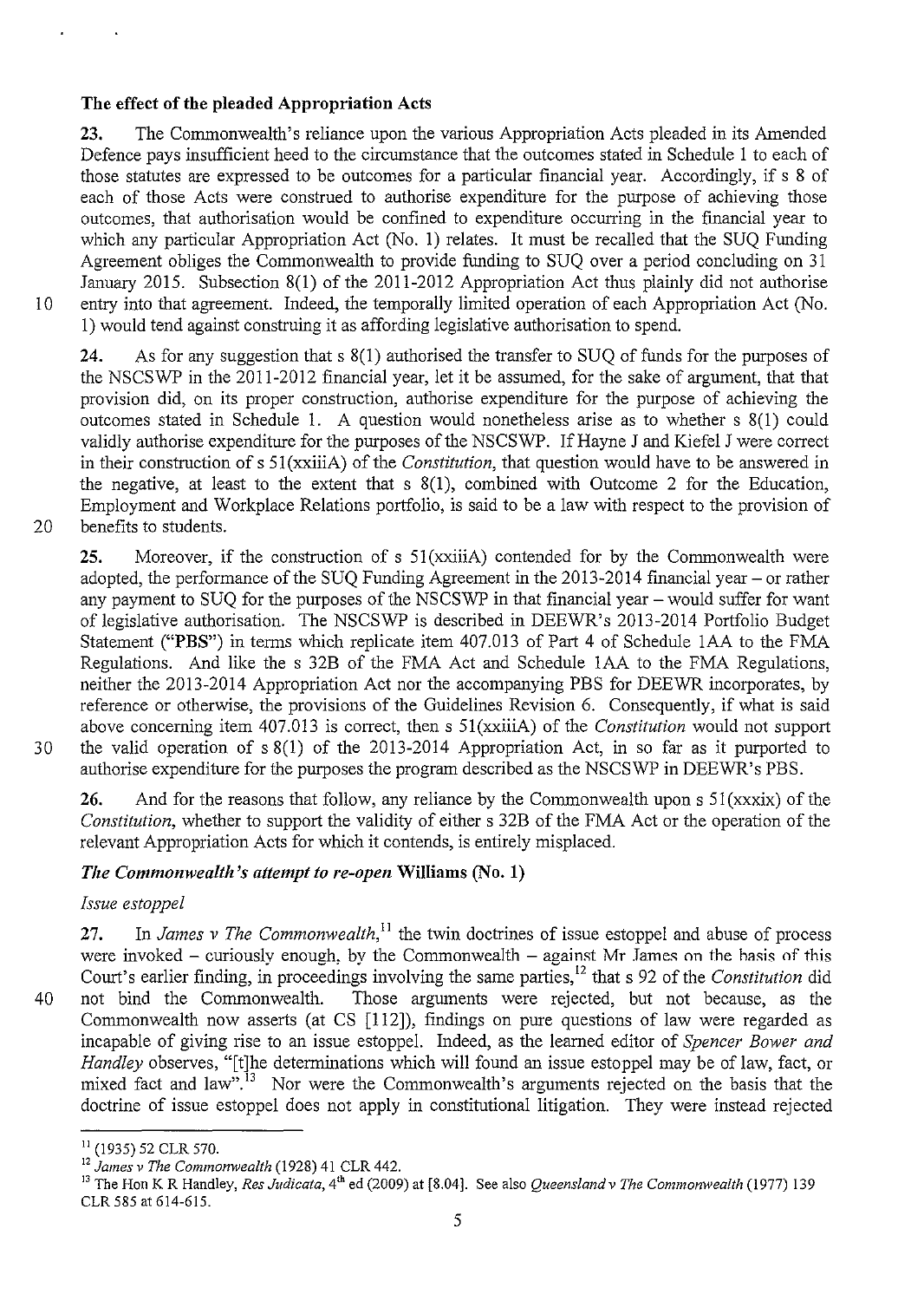### The effect of the pleaded Appropriation Acts

**23.** The Commonwealth's reliance upon the various Appropriation Acts pleaded in its Amended Defence pays insufficient heed to the circumstance that the outcomes stated in Schedule 1 to each of those statutes are expressed to be outcomes for a particular financial year. Accordingly, if s 8 of each of those Acts were construed to authorise expenditure for the purpose of achieving those outcomes, that authorisation would be confined to expenditure occurring in the financial year to which any particular Appropriation Act (No. 1) relates. It must be recalled that the SUQ Funding Agreement obliges the Commonwealth to provide funding to SUQ over a period concluding on 31 January 2015. Subsection 8(1) of the 2011-2012 Appropriation Act thus plainly did not authorise entry into that agreement. Indeed, the temporally limited operation of each Appropriation Act (No. 1) would tend against construing it as affording legislative authorisation to spend.

**24.** As for any suggestion that s 8(1) authorised the transfer to SUQ of funds for the purposes of the NSCSWP in the 2011-2012 financial year, let it be assumed, for the sake of argument, that that provision did, on its proper construction, authorise expenditure for the purpose of achieving the outcomes stated in Schedule 1. A question would nonetheless arise as to whether s 8(1) could validly authorise expenditure for the purposes of the NSCSWP. If Hayne J and Kiefel J were correct in their construction of s 51(xxiiiA) of the *Constitution*, that question would have to be answered in the negative, at least to the extent that s 8(1), combined with Outcome 2 for the Education, Employment and Workplace Relations portfolio, is said to be a law with respect to the provision of benefits to students.

**25.** Moreover, if the construction of s 51(xxiiiA) contended for by the Commonwealth were adopted, the performance of the SUQ Funding Agreement in the 2013-2014 financial year – or rather any payment to SUQ for the purposes of the NSCSWP in that financial year – would suffer for want of legislative authorisation. The NSCSWP is described in DEEWR's 2013-2014 Portfolio Budget Statement ("**PBS**") in terms which replicate item 407.013 of Part 4 of Schedule 1AA to the FMA Regulations. And like the s 32B of the FMA Act and Schedule 1AA to the FMA Regulations, neither the 2013-2014 Appropriation Act nor the accompanying PBS for DEEWR incorporates, by reference or otherwise, the provisions of the Guidelines Revision 6. Consequently, if what is said above concerning item 407.013 is correct, then s 51(xxiiiA) of the *Constitution* would not support the valid operation of s 8(1) of the 2013-2014 Appropriation Act, in so far as it purported to authorise expenditure for the purposes the program described as the NSCSWP in DEEWR's PBS.

**26.** And for the reasons that follow, any reliance by the Commonwealth upon s 51(xxxix) of the *Constitution*, whether to support the validity of either s 32B of the FMA Act or the operation of the relevant Appropriation Acts for which it contends, is entirely misplaced.

### *The Commonwealth's attempt to re-open* Williams (No. 1)

*Issue estoppel*

**27.** In *James v The Commonwealth*,[11] the twin doctrines of issue estoppel and abuse of process were invoked – curiously enough, by the Commonwealth – against Mr James on the basis of this Court's earlier finding, in proceedings involving the same parties,[12] that s 92 of the *Constitution* did not bind the Commonwealth. Those arguments were rejected, but not because, as the Commonwealth now asserts (at CS [112]), findings on pure questions of law were regarded as incapable of giving rise to an issue estoppel. Indeed, as the learned editor of *Spencer Bower and Handley* observes, "[t]he determinations which will found an issue estoppel may be of law, fact, or mixed fact and law".[13] Nor were the Commonwealth's arguments rejected on the basis that the doctrine of issue estoppel does not apply in constitutional litigation. They were instead rejected

---

[11] (1935) 52 CLR 570.

[12] *James v The Commonwealth* (1928) 41 CLR 442.

[13] The Hon K R Handley, *Res Judicata*, 4th ed (2009) at [8.04]. See also *Queensland v The Commonwealth* (1977) 139 CLR 585 at 614-615.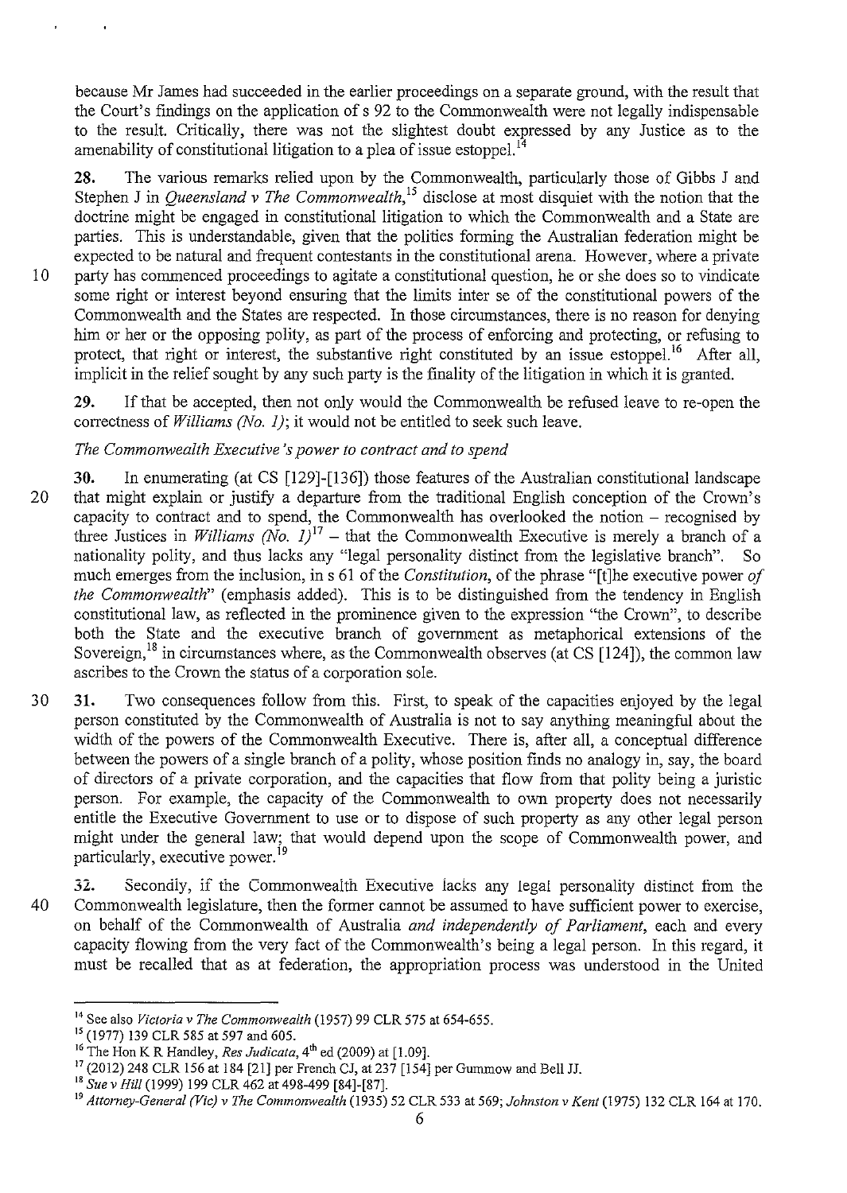because Mr James had succeeded in the earlier proceedings on a separate ground, with the result that the Court's findings on the application of s 92 to the Commonwealth were not legally indispensable to the result. Critically, there was not the slightest doubt expressed by any Justice as to the amenability of constitutional litigation to a plea of issue estoppel.[14]

**28.** The various remarks relied upon by the Commonwealth, particularly those of Gibbs J and Stephen J in *Queensland v The Commonwealth*,[15] disclose at most disquiet with the notion that the doctrine might be engaged in constitutional litigation to which the Commonwealth and a State are parties. This is understandable, given that the polities forming the Australian federation might be expected to be natural and frequent contestants in the constitutional arena. However, where a private party has commenced proceedings to agitate a constitutional question, he or she does so to vindicate some right or interest beyond ensuring that the limits inter se of the constitutional powers of the Commonwealth and the States are respected. In those circumstances, there is no reason for denying him or her or the opposing polity, as part of the process of enforcing and protecting, or refusing to protect, that right or interest, the substantive right constituted by an issue estoppel.[16] After all, implicit in the relief sought by any such party is the finality of the litigation in which it is granted.

**29.** If that be accepted, then not only would the Commonwealth be refused leave to re-open the correctness of *Williams (No. 1)*; it would not be entitled to seek such leave.

*The Commonwealth Executive's power to contract and to spend*

**30.** In enumerating (at CS [129]-[136]) those features of the Australian constitutional landscape that might explain or justify a departure from the traditional English conception of the Crown's capacity to contract and to spend, the Commonwealth has overlooked the notion – recognised by three Justices in *Williams (No. 1)*[17] – that the Commonwealth Executive is merely a branch of a nationality polity, and thus lacks any "legal personality distinct from the legislative branch". So much emerges from the inclusion, in s 61 of the *Constitution*, of the phrase "[t]he executive power *of the Commonwealth*" (emphasis added). This is to be distinguished from the tendency in English constitutional law, as reflected in the prominence given to the expression "the Crown", to describe both the State and the executive branch of government as metaphorical extensions of the Sovereign,[18] in circumstances where, as the Commonwealth observes (at CS [124]), the common law ascribes to the Crown the status of a corporation sole.

**31.** Two consequences follow from this. First, to speak of the capacities enjoyed by the legal person constituted by the Commonwealth of Australia is not to say anything meaningful about the width of the powers of the Commonwealth Executive. There is, after all, a conceptual difference between the powers of a single branch of a polity, whose position finds no analogy in, say, the board of directors of a private corporation, and the capacities that flow from that polity being a juristic person. For example, the capacity of the Commonwealth to own property does not necessarily entitle the Executive Government to use or to dispose of such property as any other legal person might under the general law; that would depend upon the scope of Commonwealth power, and particularly, executive power.[19]

**32.** Secondly, if the Commonwealth Executive lacks any legal personality distinct from the Commonwealth legislature, then the former cannot be assumed to have sufficient power to exercise, on behalf of the Commonwealth of Australia *and independently of Parliament*, each and every capacity flowing from the very fact of the Commonwealth's being a legal person. In this regard, it must be recalled that as at federation, the appropriation process was understood in the United

---

[14] See also *Victoria v The Commonwealth* (1957) 99 CLR 575 at 654-655.

[15] (1977) 139 CLR 585 at 597 and 605.

[16] The Hon K R Handley, *Res Judicata*, 4th ed (2009) at [1.09].

[17] (2012) 248 CLR 156 at 184 [21] per French CJ, at 237 [154] per Gummow and Bell JJ.

[18] *Sue v Hill* (1999) 199 CLR 462 at 498-499 [84]-[87].

[19] *Attorney-General (Vic) v The Commonwealth* (1935) 52 CLR 533 at 569; *Johnston v Kent* (1975) 132 CLR 164 at 170.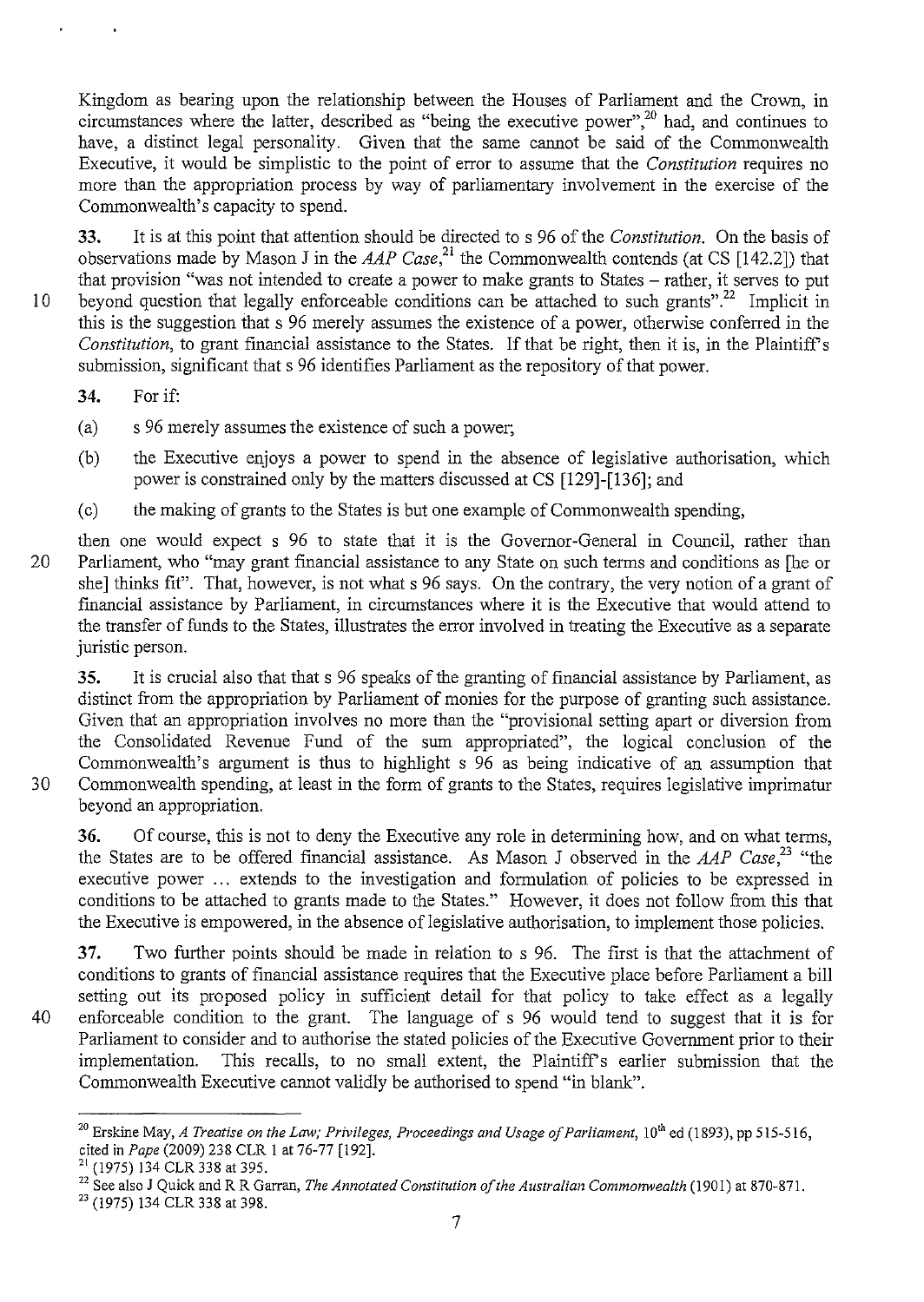Kingdom as bearing upon the relationship between the Houses of Parliament and the Crown, in circumstances where the latter, described as "being the executive power",[20] had, and continues to have, a distinct legal personality. Given that the same cannot be said of the Commonwealth Executive, it would be simplistic to the point of error to assume that the *Constitution* requires no more than the appropriation process by way of parliamentary involvement in the exercise of the Commonwealth's capacity to spend.

**33.** It is at this point that attention should be directed to s 96 of the *Constitution*. On the basis of observations made by Mason J in the *AAP Case*,[21] the Commonwealth contends (at CS [142.2]) that that provision "was not intended to create a power to make grants to States – rather, it serves to put beyond question that legally enforceable conditions can be attached to such grants".[22] Implicit in this is the suggestion that s 96 merely assumes the existence of a power, otherwise conferred in the *Constitution*, to grant financial assistance to the States. If that be right, then it is, in the Plaintiff's submission, significant that s 96 identifies Parliament as the repository of that power.

**34.** For if:

(a) s 96 merely assumes the existence of such a power;

(b) the Executive enjoys a power to spend in the absence of legislative authorisation, which power is constrained only by the matters discussed at CS [129]-[136]; and

(c) the making of grants to the States is but one example of Commonwealth spending,

then one would expect s 96 to state that it is the Governor-General in Council, rather than Parliament, who "may grant financial assistance to any State on such terms and conditions as [he or she] thinks fit". That, however, is not what s 96 says. On the contrary, the very notion of a grant of financial assistance by Parliament, in circumstances where it is the Executive that would attend to the transfer of funds to the States, illustrates the error involved in treating the Executive as a separate juristic person.

**35.** It is crucial also that that s 96 speaks of the granting of financial assistance by Parliament, as distinct from the appropriation by Parliament of monies for the purpose of granting such assistance. Given that an appropriation involves no more than the "provisional setting apart or diversion from the Consolidated Revenue Fund of the sum appropriated", the logical conclusion of the Commonwealth's argument is thus to highlight s 96 as being indicative of an assumption that Commonwealth spending, at least in the form of grants to the States, requires legislative imprimatur beyond an appropriation.

**36.** Of course, this is not to deny the Executive any role in determining how, and on what terms, the States are to be offered financial assistance. As Mason J observed in the *AAP Case*,[23] "the executive power ... extends to the investigation and formulation of policies to be expressed in conditions to be attached to grants made to the States." However, it does not follow from this that the Executive is empowered, in the absence of legislative authorisation, to implement those policies.

**37.** Two further points should be made in relation to s 96. The first is that the attachment of conditions to grants of financial assistance requires that the Executive place before Parliament a bill setting out its proposed policy in sufficient detail for that policy to take effect as a legally enforceable condition to the grant. The language of s 96 would tend to suggest that it is for Parliament to consider and to authorise the stated policies of the Executive Government prior to their implementation. This recalls, to no small extent, the Plaintiff's earlier submission that the Commonwealth Executive cannot validly be authorised to spend "in blank".

---

[20] Erskine May, *A Treatise on the Law; Privileges, Proceedings and Usage of Parliament*, 10th ed (1893), pp 515-516, cited in *Pape* (2009) 238 CLR 1 at 76-77 [192].

[21] (1975) 134 CLR 338 at 395.

[22] See also J Quick and R R Garran, *The Annotated Constitution of the Australian Commonwealth* (1901) at 870-871.

[23] (1975) 134 CLR 338 at 398.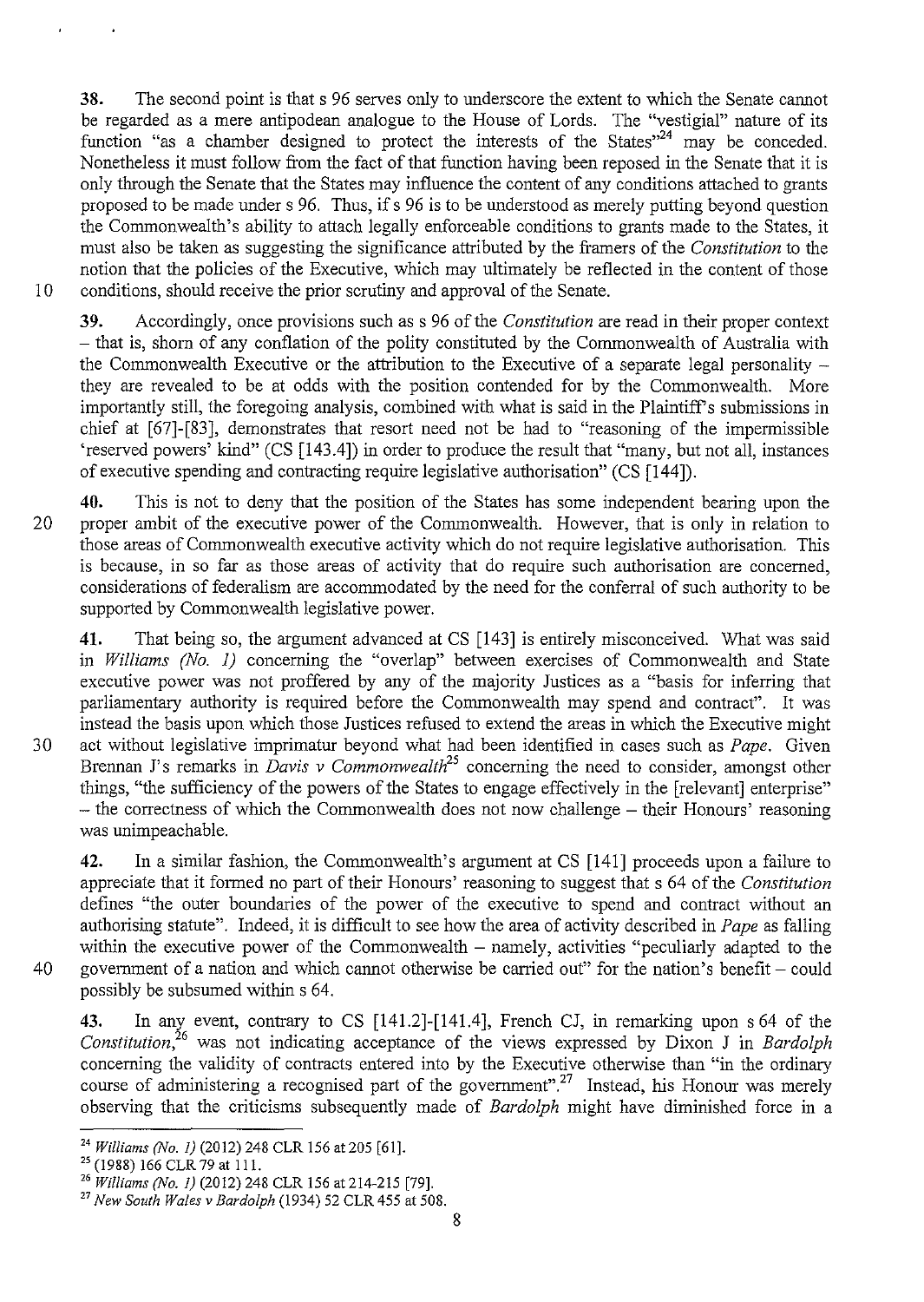**38.** The second point is that s 96 serves only to underscore the extent to which the Senate cannot be regarded as a mere antipodean analogue to the House of Lords. The "vestigial" nature of its function "as a chamber designed to protect the interests of the States"[24] may be conceded. Nonetheless it must follow from the fact of that function having been reposed in the Senate that it is only through the Senate that the States may influence the content of any conditions attached to grants proposed to be made under s 96. Thus, if s 96 is to be understood as merely putting beyond question the Commonwealth's ability to attach legally enforceable conditions to grants made to the States, it must also be taken as suggesting the significance attributed by the framers of the *Constitution* to the notion that the policies of the Executive, which may ultimately be reflected in the content of those conditions, should receive the prior scrutiny and approval of the Senate.

**39.** Accordingly, once provisions such as s 96 of the *Constitution* are read in their proper context – that is, shorn of any conflation of the polity constituted by the Commonwealth of Australia with the Commonwealth Executive or the attribution to the Executive of a separate legal personality – they are revealed to be at odds with the position contended for by the Commonwealth. More importantly still, the foregoing analysis, combined with what is said in the Plaintiff's submissions in chief at [67]-[83], demonstrates that resort need not be had to "reasoning of the impermissible 'reserved powers' kind" (CS [143.4]) in order to produce the result that "many, but not all, instances of executive spending and contracting require legislative authorisation" (CS [144]).

**40.** This is not to deny that the position of the States has some independent bearing upon the proper ambit of the executive power of the Commonwealth. However, that is only in relation to those areas of Commonwealth executive activity which do not require legislative authorisation. This is because, in so far as those areas of activity that do require such authorisation are concerned, considerations of federalism are accommodated by the need for the conferral of such authority to be supported by Commonwealth legislative power.

**41.** That being so, the argument advanced at CS [143] is entirely misconceived. What was said in *Williams (No. 1)* concerning the "overlap" between exercises of Commonwealth and State executive power was not proffered by any of the majority Justices as a "basis for inferring that parliamentary authority is required before the Commonwealth may spend and contract". It was instead the basis upon which those Justices refused to extend the areas in which the Executive might act without legislative imprimatur beyond what had been identified in cases such as *Pape*. Given Brennan J's remarks in *Davis v Commonwealth*[25] concerning the need to consider, amongst other things, "the sufficiency of the powers of the States to engage effectively in the [relevant] enterprise" – the correctness of which the Commonwealth does not now challenge – their Honours' reasoning was unimpeachable.

**42.** In a similar fashion, the Commonwealth's argument at CS [141] proceeds upon a failure to appreciate that it formed no part of their Honours' reasoning to suggest that s 64 of the *Constitution* defines "the outer boundaries of the power of the executive to spend and contract without an authorising statute". Indeed, it is difficult to see how the area of activity described in *Pape* as falling within the executive power of the Commonwealth – namely, activities "peculiarly adapted to the government of a nation and which cannot otherwise be carried out" for the nation's benefit – could possibly be subsumed within s 64.

**43.** In any event, contrary to CS [141.2]-[141.4], French CJ, in remarking upon s 64 of the *Constitution*,[26] was not indicating acceptance of the views expressed by Dixon J in *Bardolph* concerning the validity of contracts entered into by the Executive otherwise than "in the ordinary course of administering a recognised part of the government".[27] Instead, his Honour was merely observing that the criticisms subsequently made of *Bardolph* might have diminished force in a

---

[24] *Williams (No. 1)* (2012) 248 CLR 156 at 205 [61].

[25] (1988) 166 CLR 79 at 111.

[26] *Williams (No. 1)* (2012) 248 CLR 156 at 214-215 [79].

[27] *New South Wales v Bardolph* (1934) 52 CLR 455 at 508.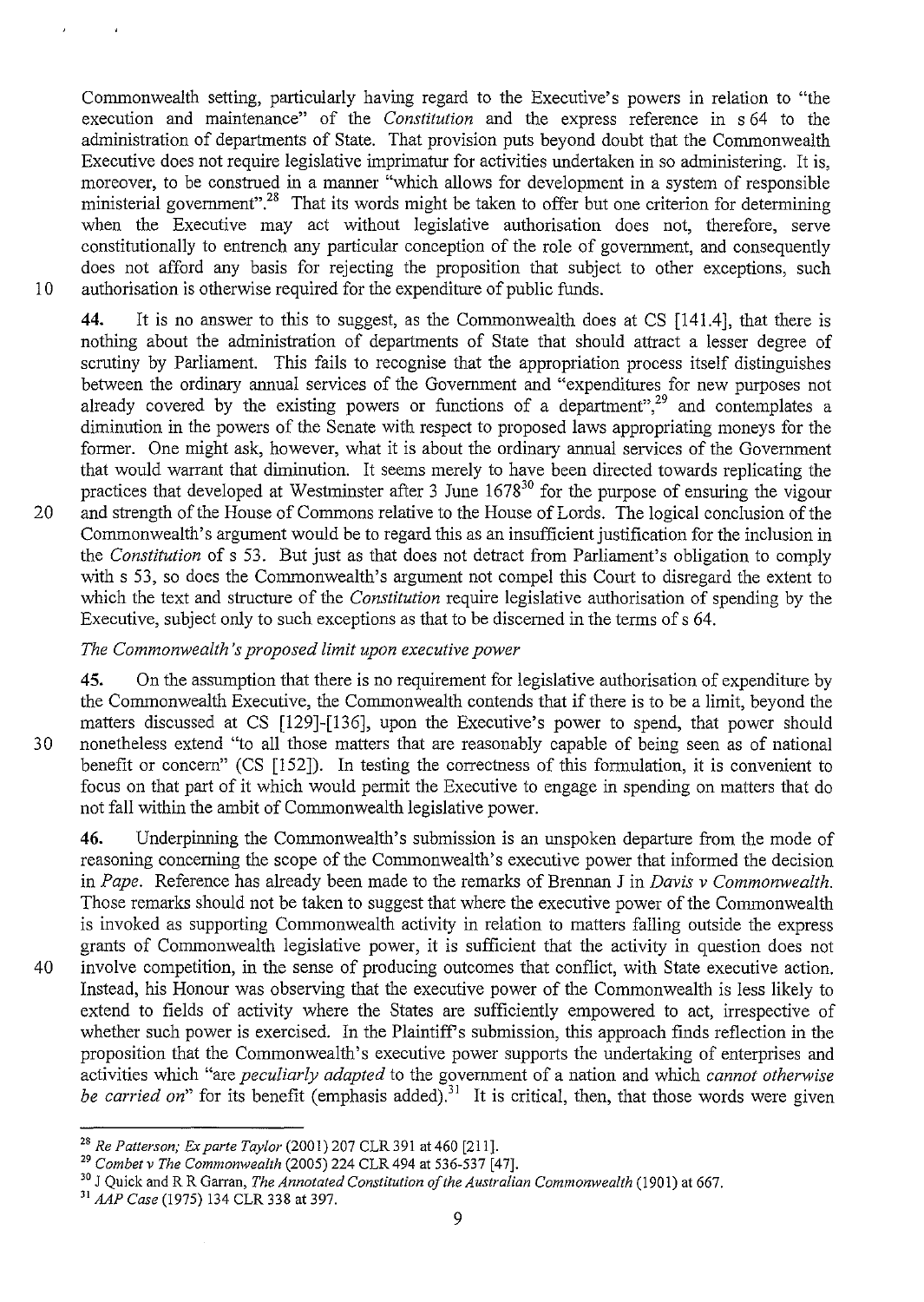Commonwealth setting, particularly having regard to the Executive's powers in relation to "the execution and maintenance" of the *Constitution* and the express reference in s 64 to the administration of departments of State. That provision puts beyond doubt that the Commonwealth Executive does not require legislative imprimatur for activities undertaken in so administering. It is, moreover, to be construed in a manner "which allows for development in a system of responsible ministerial government".[28] That its words might be taken to offer but one criterion for determining when the Executive may act without legislative authorisation does not, therefore, serve constitutionally to entrench any particular conception of the role of government, and consequently does not afford any basis for rejecting the proposition that subject to other exceptions, such authorisation is otherwise required for the expenditure of public funds.

**44.** It is no answer to this to suggest, as the Commonwealth does at CS [141.4], that there is nothing about the administration of departments of State that should attract a lesser degree of scrutiny by Parliament. This fails to recognise that the appropriation process itself distinguishes between the ordinary annual services of the Government and "expenditures for new purposes not already covered by the existing powers or functions of a department",[29] and contemplates a diminution in the powers of the Senate with respect to proposed laws appropriating moneys for the former. One might ask, however, what it is about the ordinary annual services of the Government that would warrant that diminution. It seems merely to have been directed towards replicating the practices that developed at Westminster after 3 June 1678[30] for the purpose of ensuring the vigour and strength of the House of Commons relative to the House of Lords. The logical conclusion of the Commonwealth's argument would be to regard this as an insufficient justification for the inclusion in the *Constitution* of s 53. But just as that does not detract from Parliament's obligation to comply with s 53, so does the Commonwealth's argument not compel this Court to disregard the extent to which the text and structure of the *Constitution* require legislative authorisation of spending by the Executive, subject only to such exceptions as that to be discerned in the terms of s 64.

*The Commonwealth's proposed limit upon executive power*

**45.** On the assumption that there is no requirement for legislative authorisation of expenditure by the Commonwealth Executive, the Commonwealth contends that if there is to be a limit, beyond the matters discussed at CS [129]-[136], upon the Executive's power to spend, that power should nonetheless extend "to all those matters that are reasonably capable of being seen as of national benefit or concern" (CS [152]). In testing the correctness of this formulation, it is convenient to focus on that part of it which would permit the Executive to engage in spending on matters that do not fall within the ambit of Commonwealth legislative power.

**46.** Underpinning the Commonwealth's submission is an unspoken departure from the mode of reasoning concerning the scope of the Commonwealth's executive power that informed the decision in *Pape*. Reference has already been made to the remarks of Brennan J in *Davis v Commonwealth*. Those remarks should not be taken to suggest that where the executive power of the Commonwealth is invoked as supporting Commonwealth activity in relation to matters falling outside the express grants of Commonwealth legislative power, it is sufficient that the activity in question does not involve competition, in the sense of producing outcomes that conflict, with State executive action. Instead, his Honour was observing that the executive power of the Commonwealth is less likely to extend to fields of activity where the States are sufficiently empowered to act, irrespective of whether such power is exercised. In the Plaintiff's submission, this approach finds reflection in the proposition that the Commonwealth's executive power supports the undertaking of enterprises and activities which "are *peculiarly adapted* to the government of a nation and which *cannot otherwise be carried on*" for its benefit (emphasis added).[31] It is critical, then, that those words were given

---

[28] *Re Patterson; Ex parte Taylor* (2001) 207 CLR 391 at 460 [211].

[29] *Combet v The Commonwealth* (2005) 224 CLR 494 at 536-537 [47].

[30] J Quick and R R Garran, *The Annotated Constitution of the Australian Commonwealth* (1901) at 667.

[31] *AAP Case* (1975) 134 CLR 338 at 397.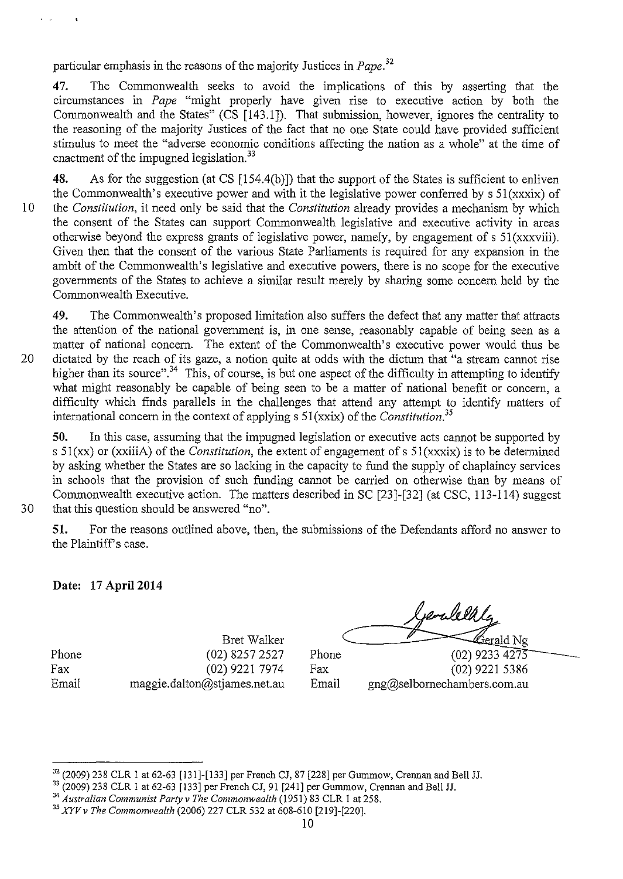particular emphasis in the reasons of the majority Justices in *Pape*.[32]

**47.** The Commonwealth seeks to avoid the implications of this by asserting that the circumstances in *Pape* "might properly have given rise to executive action by both the Commonwealth and the States" (CS [143.1]). That submission, however, ignores the centrality to the reasoning of the majority Justices of the fact that no one State could have provided sufficient stimulus to meet the "adverse economic conditions affecting the nation as a whole" at the time of enactment of the impugned legislation.[33]

**48.** As for the suggestion (at CS [154.4(b)]) that the support of the States is sufficient to enliven the Commonwealth's executive power and with it the legislative power conferred by s 51(xxxix) of the *Constitution*, it need only be said that the *Constitution* already provides a mechanism by which the consent of the States can support Commonwealth legislative and executive activity in areas otherwise beyond the express grants of legislative power, namely, by engagement of s 51(xxxviii). Given then that the consent of the various State Parliaments is required for any expansion in the ambit of the Commonwealth's legislative and executive powers, there is no scope for the executive governments of the States to achieve a similar result merely by sharing some concern held by the Commonwealth Executive.

**49.** The Commonwealth's proposed limitation also suffers the defect that any matter that attracts the attention of the national government is, in one sense, reasonably capable of being seen as a matter of national concern. The extent of the Commonwealth's executive power would thus be dictated by the reach of its gaze, a notion quite at odds with the dictum that "a stream cannot rise higher than its source".[34] This, of course, is but one aspect of the difficulty in attempting to identify what might reasonably be capable of being seen to be a matter of national benefit or concern, a difficulty which finds parallels in the challenges that attend any attempt to identify matters of international concern in the context of applying s 51(xxix) of the *Constitution*.[35]

**50.** In this case, assuming that the impugned legislation or executive acts cannot be supported by s 51(xx) or (xxiiiA) of the *Constitution*, the extent of engagement of s 51(xxxix) is to be determined by asking whether the States are so lacking in the capacity to fund the supply of chaplaincy services in schools that the provision of such funding cannot be carried on otherwise than by means of Commonwealth executive action. The matters described in SC [23]-[32] (at CSC, 113-114) suggest that this question should be answered "no".

**51.** For the reasons outlined above, then, the submissions of the Defendants afford no answer to the Plaintiff's case.

**Date: 17 April 2014**

| | Bret Walker | | Gerald Ng |
|---|---|---|---|
| Phone | (02) 8257 2527 | Phone | (02) 9233 4275 |
| Fax | (02) 9221 7974 | Fax | (02) 9221 5386 |
| Email | maggie.dalton@stjames.net.au | Email | gng@selbornechambers.com.au |

---

[32] (2009) 238 CLR 1 at 62-63 [131]-[133] per French CJ, 87 [228] per Gummow, Crennan and Bell JJ.

[33] (2009) 238 CLR 1 at 62-63 [133] per French CJ, 91 [241] per Gummow, Crennan and Bell JJ.

[34] *Australian Communist Party v The Commonwealth* (1951) 83 CLR 1 at 258.

[35] *XYV v The Commonwealth* (2006) 227 CLR 532 at 608-610 [219]-[220].